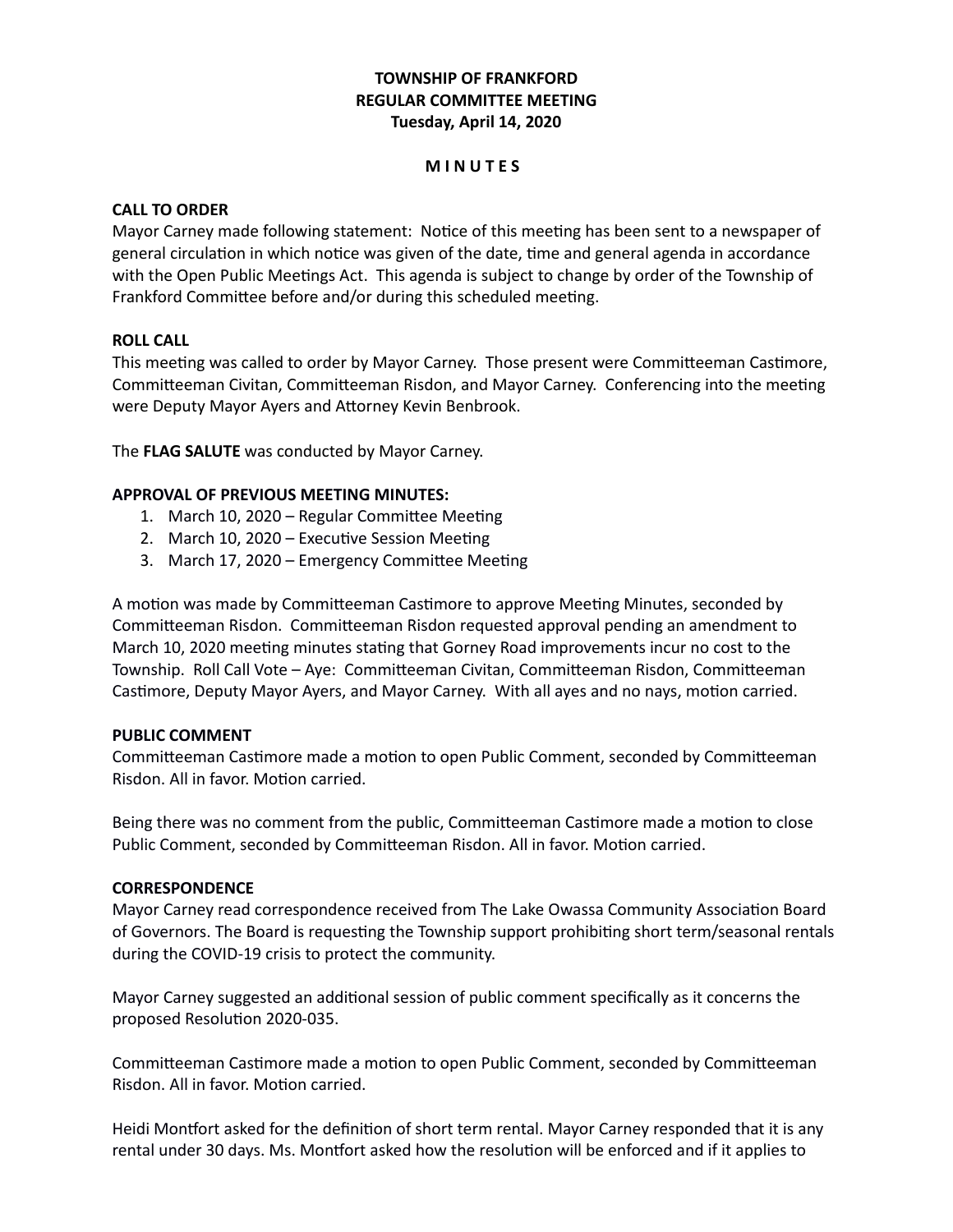**TOWNSHIP OF FRANKFORD**
**REGULAR COMMITTEE MEETING**
**Tuesday, April 14, 2020**

**M I N U T E S**

**CALL TO ORDER**

Mayor Carney made following statement: Notice of this meeting has been sent to a newspaper of general circulation in which notice was given of the date, time and general agenda in accordance with the Open Public Meetings Act. This agenda is subject to change by order of the Township of Frankford Committee before and/or during this scheduled meeting.

**ROLL CALL**

This meeting was called to order by Mayor Carney. Those present were Committeeman Castimore, Committeeman Civitan, Committeeman Risdon, and Mayor Carney. Conferencing into the meeting were Deputy Mayor Ayers and Attorney Kevin Benbrook.

The **FLAG SALUTE** was conducted by Mayor Carney.

**APPROVAL OF PREVIOUS MEETING MINUTES:**

1. March 10, 2020 – Regular Committee Meeting
2. March 10, 2020 – Executive Session Meeting
3. March 17, 2020 – Emergency Committee Meeting

A motion was made by Committeeman Castimore to approve Meeting Minutes, seconded by Committeeman Risdon. Committeeman Risdon requested approval pending an amendment to March 10, 2020 meeting minutes stating that Gorney Road improvements incur no cost to the Township. Roll Call Vote – Aye: Committeeman Civitan, Committeeman Risdon, Committeeman Castimore, Deputy Mayor Ayers, and Mayor Carney. With all ayes and no nays, motion carried.

**PUBLIC COMMENT**

Committeeman Castimore made a motion to open Public Comment, seconded by Committeeman Risdon. All in favor. Motion carried.

Being there was no comment from the public, Committeeman Castimore made a motion to close Public Comment, seconded by Committeeman Risdon. All in favor. Motion carried.

**CORRESPONDENCE**

Mayor Carney read correspondence received from The Lake Owassa Community Association Board of Governors. The Board is requesting the Township support prohibiting short term/seasonal rentals during the COVID-19 crisis to protect the community.

Mayor Carney suggested an additional session of public comment specifically as it concerns the proposed Resolution 2020-035.

Committeeman Castimore made a motion to open Public Comment, seconded by Committeeman Risdon. All in favor. Motion carried.

Heidi Montfort asked for the definition of short term rental. Mayor Carney responded that it is any rental under 30 days. Ms. Montfort asked how the resolution will be enforced and if it applies to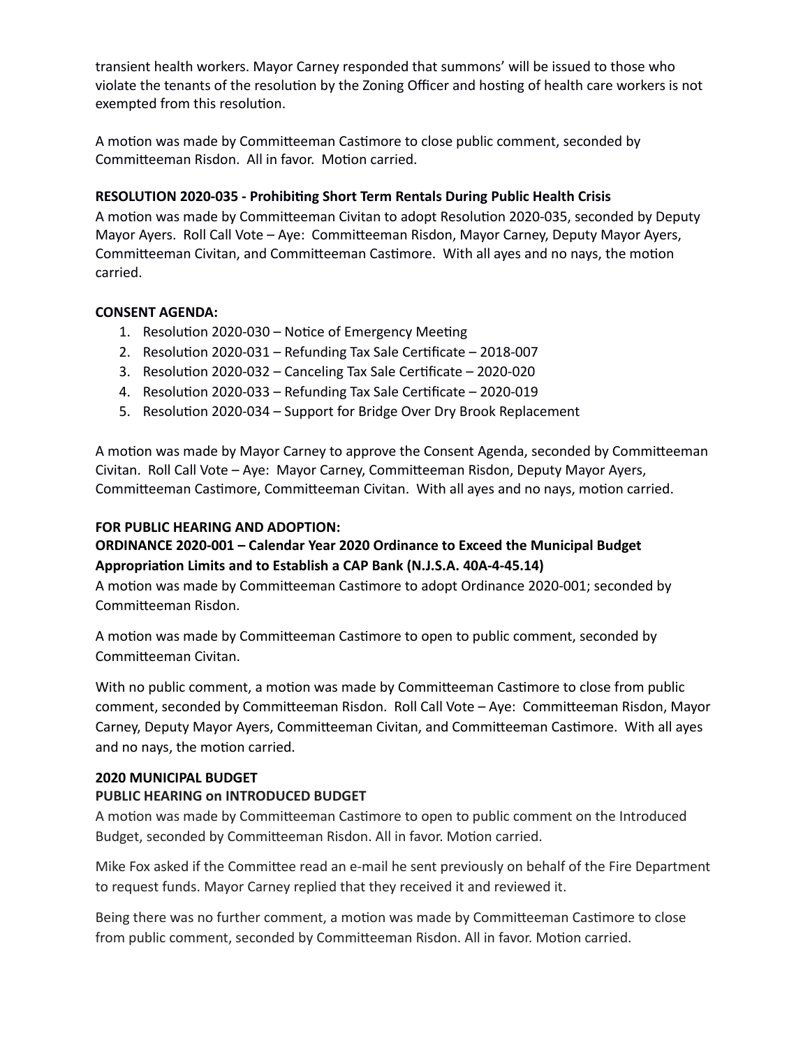transient health workers. Mayor Carney responded that summons' will be issued to those who violate the tenants of the resolution by the Zoning Officer and hosting of health care workers is not exempted from this resolution.

A motion was made by Committeeman Castimore to close public comment, seconded by Committeeman Risdon. All in favor. Motion carried.

**RESOLUTION 2020-035 - Prohibiting Short Term Rentals During Public Health Crisis**

A motion was made by Committeeman Civitan to adopt Resolution 2020-035, seconded by Deputy Mayor Ayers. Roll Call Vote – Aye: Committeeman Risdon, Mayor Carney, Deputy Mayor Ayers, Committeeman Civitan, and Committeeman Castimore. With all ayes and no nays, the motion carried.

**CONSENT AGENDA:**

1. Resolution 2020-030 – Notice of Emergency Meeting
2. Resolution 2020-031 – Refunding Tax Sale Certificate – 2018-007
3. Resolution 2020-032 – Canceling Tax Sale Certificate – 2020-020
4. Resolution 2020-033 – Refunding Tax Sale Certificate – 2020-019
5. Resolution 2020-034 – Support for Bridge Over Dry Brook Replacement

A motion was made by Mayor Carney to approve the Consent Agenda, seconded by Committeeman Civitan. Roll Call Vote – Aye: Mayor Carney, Committeeman Risdon, Deputy Mayor Ayers, Committeeman Castimore, Committeeman Civitan. With all ayes and no nays, motion carried.

**FOR PUBLIC HEARING AND ADOPTION:**

**ORDINANCE 2020-001 – Calendar Year 2020 Ordinance to Exceed the Municipal Budget Appropriation Limits and to Establish a CAP Bank (N.J.S.A. 40A-4-45.14)**

A motion was made by Committeeman Castimore to adopt Ordinance 2020-001; seconded by Committeeman Risdon.

A motion was made by Committeeman Castimore to open to public comment, seconded by Committeeman Civitan.

With no public comment, a motion was made by Committeeman Castimore to close from public comment, seconded by Committeeman Risdon. Roll Call Vote – Aye: Committeeman Risdon, Mayor Carney, Deputy Mayor Ayers, Committeeman Civitan, and Committeeman Castimore. With all ayes and no nays, the motion carried.

**2020 MUNICIPAL BUDGET**

**PUBLIC HEARING on INTRODUCED BUDGET**

A motion was made by Committeeman Castimore to open to public comment on the Introduced Budget, seconded by Committeeman Risdon. All in favor. Motion carried.

Mike Fox asked if the Committee read an e-mail he sent previously on behalf of the Fire Department to request funds. Mayor Carney replied that they received it and reviewed it.

Being there was no further comment, a motion was made by Committeeman Castimore to close from public comment, seconded by Committeeman Risdon. All in favor. Motion carried.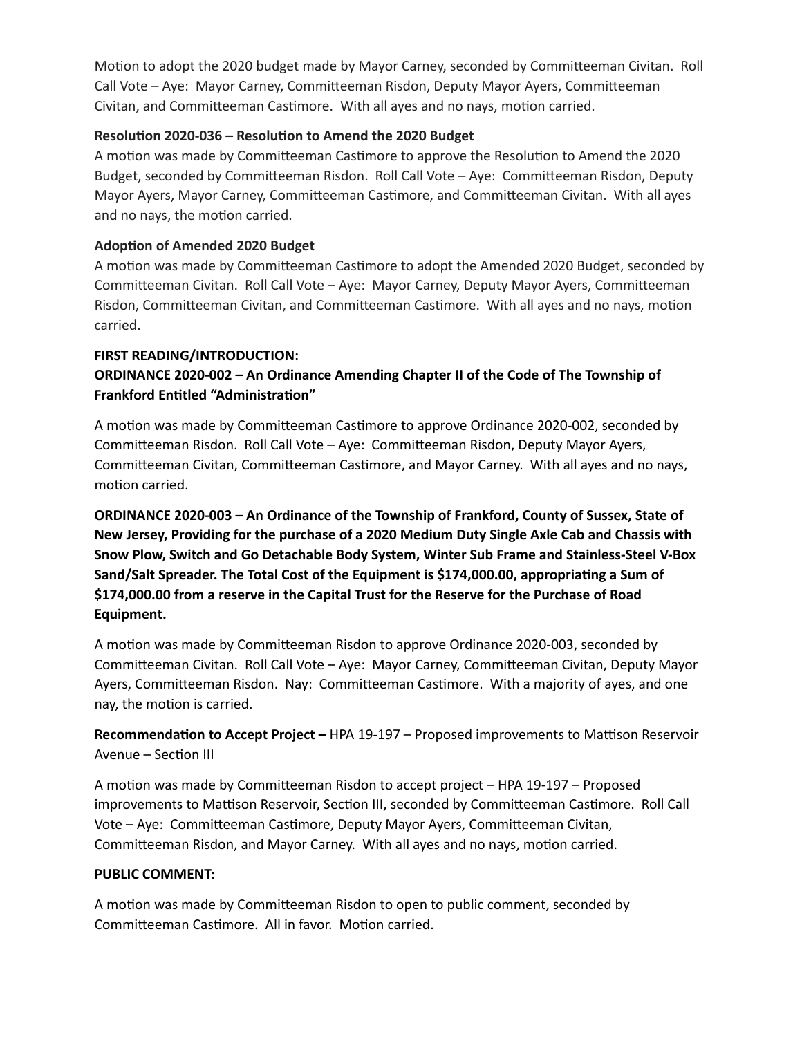Motion to adopt the 2020 budget made by Mayor Carney, seconded by Committeeman Civitan. Roll Call Vote – Aye: Mayor Carney, Committeeman Risdon, Deputy Mayor Ayers, Committeeman Civitan, and Committeeman Castimore. With all ayes and no nays, motion carried.

**Resolution 2020-036 – Resolution to Amend the 2020 Budget**

A motion was made by Committeeman Castimore to approve the Resolution to Amend the 2020 Budget, seconded by Committeeman Risdon. Roll Call Vote – Aye: Committeeman Risdon, Deputy Mayor Ayers, Mayor Carney, Committeeman Castimore, and Committeeman Civitan. With all ayes and no nays, the motion carried.

**Adoption of Amended 2020 Budget**

A motion was made by Committeeman Castimore to adopt the Amended 2020 Budget, seconded by Committeeman Civitan. Roll Call Vote – Aye: Mayor Carney, Deputy Mayor Ayers, Committeeman Risdon, Committeeman Civitan, and Committeeman Castimore. With all ayes and no nays, motion carried.

**FIRST READING/INTRODUCTION:**

**ORDINANCE 2020-002 – An Ordinance Amending Chapter II of the Code of The Township of Frankford Entitled "Administration"**

A motion was made by Committeeman Castimore to approve Ordinance 2020-002, seconded by Committeeman Risdon. Roll Call Vote – Aye: Committeeman Risdon, Deputy Mayor Ayers, Committeeman Civitan, Committeeman Castimore, and Mayor Carney. With all ayes and no nays, motion carried.

**ORDINANCE 2020-003 – An Ordinance of the Township of Frankford, County of Sussex, State of New Jersey, Providing for the purchase of a 2020 Medium Duty Single Axle Cab and Chassis with Snow Plow, Switch and Go Detachable Body System, Winter Sub Frame and Stainless-Steel V-Box Sand/Salt Spreader. The Total Cost of the Equipment is $174,000.00, appropriating a Sum of $174,000.00 from a reserve in the Capital Trust for the Reserve for the Purchase of Road Equipment.**

A motion was made by Committeeman Risdon to approve Ordinance 2020-003, seconded by Committeeman Civitan. Roll Call Vote – Aye: Mayor Carney, Committeeman Civitan, Deputy Mayor Ayers, Committeeman Risdon. Nay: Committeeman Castimore. With a majority of ayes, and one nay, the motion is carried.

**Recommendation to Accept Project –** HPA 19-197 – Proposed improvements to Mattison Reservoir Avenue – Section III

A motion was made by Committeeman Risdon to accept project – HPA 19-197 – Proposed improvements to Mattison Reservoir, Section III, seconded by Committeeman Castimore. Roll Call Vote – Aye: Committeeman Castimore, Deputy Mayor Ayers, Committeeman Civitan, Committeeman Risdon, and Mayor Carney. With all ayes and no nays, motion carried.

**PUBLIC COMMENT:**

A motion was made by Committeeman Risdon to open to public comment, seconded by Committeeman Castimore. All in favor. Motion carried.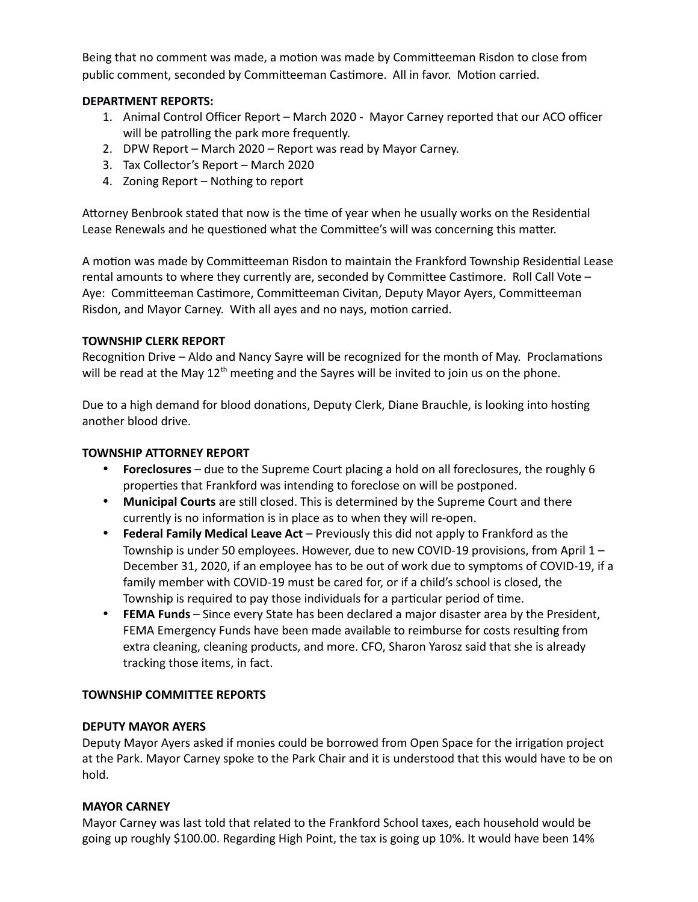Being that no comment was made, a motion was made by Committeeman Risdon to close from public comment, seconded by Committeeman Castimore. All in favor. Motion carried.

**DEPARTMENT REPORTS:**

1. Animal Control Officer Report – March 2020 - Mayor Carney reported that our ACO officer will be patrolling the park more frequently.
2. DPW Report – March 2020 – Report was read by Mayor Carney.
3. Tax Collector's Report – March 2020
4. Zoning Report – Nothing to report

Attorney Benbrook stated that now is the time of year when he usually works on the Residential Lease Renewals and he questioned what the Committee's will was concerning this matter.

A motion was made by Committeeman Risdon to maintain the Frankford Township Residential Lease rental amounts to where they currently are, seconded by Committee Castimore. Roll Call Vote – Aye: Committeeman Castimore, Committeeman Civitan, Deputy Mayor Ayers, Committeeman Risdon, and Mayor Carney. With all ayes and no nays, motion carried.

**TOWNSHIP CLERK REPORT**

Recognition Drive – Aldo and Nancy Sayre will be recognized for the month of May. Proclamations will be read at the May 12th meeting and the Sayres will be invited to join us on the phone.

Due to a high demand for blood donations, Deputy Clerk, Diane Brauchle, is looking into hosting another blood drive.

**TOWNSHIP ATTORNEY REPORT**

- **Foreclosures** – due to the Supreme Court placing a hold on all foreclosures, the roughly 6 properties that Frankford was intending to foreclose on will be postponed.
- **Municipal Courts** are still closed. This is determined by the Supreme Court and there currently is no information is in place as to when they will re-open.
- **Federal Family Medical Leave Act** – Previously this did not apply to Frankford as the Township is under 50 employees. However, due to new COVID-19 provisions, from April 1 – December 31, 2020, if an employee has to be out of work due to symptoms of COVID-19, if a family member with COVID-19 must be cared for, or if a child's school is closed, the Township is required to pay those individuals for a particular period of time.
- **FEMA Funds** – Since every State has been declared a major disaster area by the President, FEMA Emergency Funds have been made available to reimburse for costs resulting from extra cleaning, cleaning products, and more. CFO, Sharon Yarosz said that she is already tracking those items, in fact.

**TOWNSHIP COMMITTEE REPORTS**

**DEPUTY MAYOR AYERS**

Deputy Mayor Ayers asked if monies could be borrowed from Open Space for the irrigation project at the Park. Mayor Carney spoke to the Park Chair and it is understood that this would have to be on hold.

**MAYOR CARNEY**

Mayor Carney was last told that related to the Frankford School taxes, each household would be going up roughly $100.00. Regarding High Point, the tax is going up 10%. It would have been 14%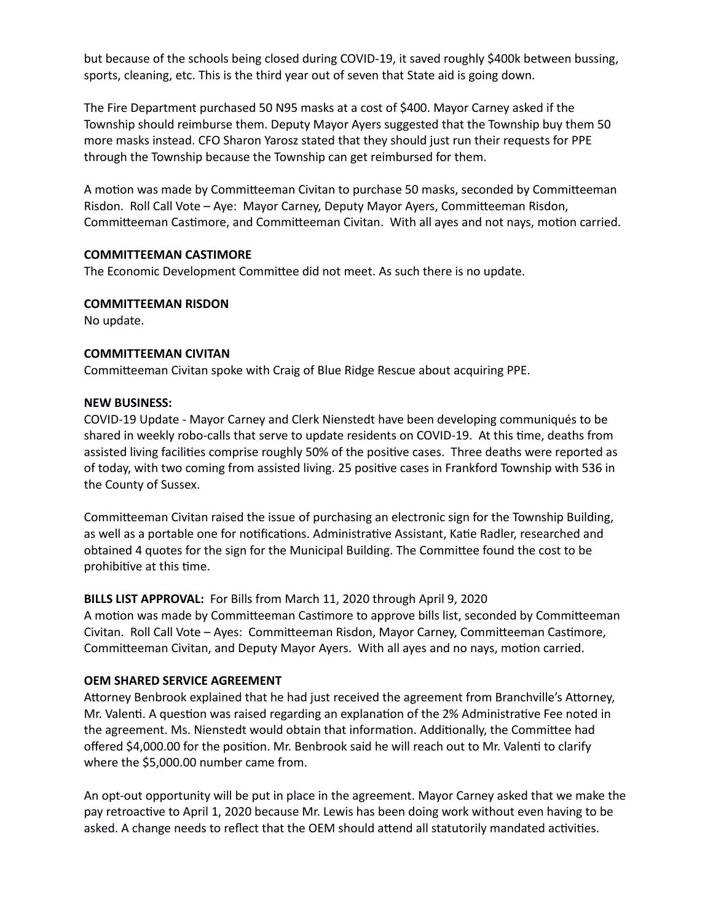but because of the schools being closed during COVID-19, it saved roughly $400k between bussing, sports, cleaning, etc. This is the third year out of seven that State aid is going down.

The Fire Department purchased 50 N95 masks at a cost of $400. Mayor Carney asked if the Township should reimburse them. Deputy Mayor Ayers suggested that the Township buy them 50 more masks instead. CFO Sharon Yarosz stated that they should just run their requests for PPE through the Township because the Township can get reimbursed for them.

A motion was made by Committeeman Civitan to purchase 50 masks, seconded by Committeeman Risdon. Roll Call Vote – Aye: Mayor Carney, Deputy Mayor Ayers, Committeeman Risdon, Committeeman Castimore, and Committeeman Civitan. With all ayes and not nays, motion carried.

**COMMITTEEMAN CASTIMORE**
The Economic Development Committee did not meet. As such there is no update.

**COMMITTEEMAN RISDON**
No update.

**COMMITTEEMAN CIVITAN**
Committeeman Civitan spoke with Craig of Blue Ridge Rescue about acquiring PPE.

**NEW BUSINESS:**
COVID-19 Update - Mayor Carney and Clerk Nienstedt have been developing communiqués to be shared in weekly robo-calls that serve to update residents on COVID-19. At this time, deaths from assisted living facilities comprise roughly 50% of the positive cases. Three deaths were reported as of today, with two coming from assisted living. 25 positive cases in Frankford Township with 536 in the County of Sussex.

Committeeman Civitan raised the issue of purchasing an electronic sign for the Township Building, as well as a portable one for notifications. Administrative Assistant, Katie Radler, researched and obtained 4 quotes for the sign for the Municipal Building. The Committee found the cost to be prohibitive at this time.

**BILLS LIST APPROVAL:** For Bills from March 11, 2020 through April 9, 2020
A motion was made by Committeeman Castimore to approve bills list, seconded by Committeeman Civitan. Roll Call Vote – Ayes: Committeeman Risdon, Mayor Carney, Committeeman Castimore, Committeeman Civitan, and Deputy Mayor Ayers. With all ayes and no nays, motion carried.

**OEM SHARED SERVICE AGREEMENT**
Attorney Benbrook explained that he had just received the agreement from Branchville's Attorney, Mr. Valenti. A question was raised regarding an explanation of the 2% Administrative Fee noted in the agreement. Ms. Nienstedt would obtain that information. Additionally, the Committee had offered $4,000.00 for the position. Mr. Benbrook said he will reach out to Mr. Valenti to clarify where the $5,000.00 number came from.

An opt-out opportunity will be put in place in the agreement. Mayor Carney asked that we make the pay retroactive to April 1, 2020 because Mr. Lewis has been doing work without even having to be asked. A change needs to reflect that the OEM should attend all statutorily mandated activities.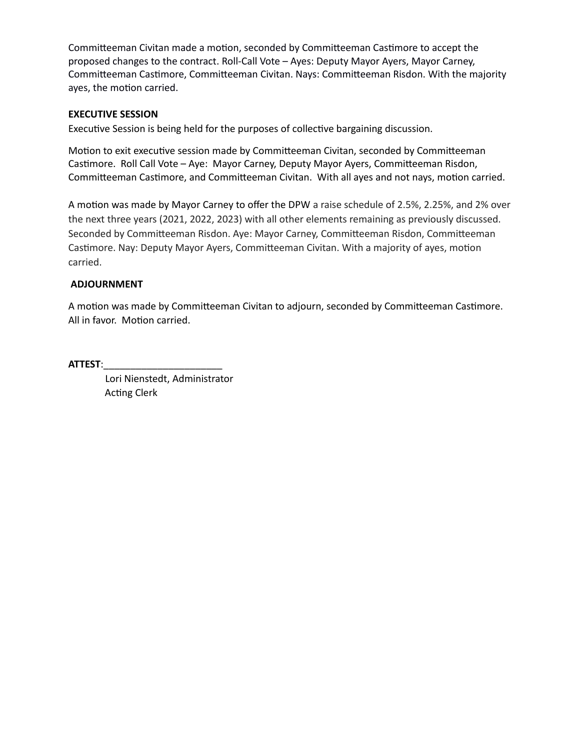Committeeman Civitan made a motion, seconded by Committeeman Castimore to accept the proposed changes to the contract. Roll-Call Vote – Ayes: Deputy Mayor Ayers, Mayor Carney, Committeeman Castimore, Committeeman Civitan. Nays: Committeeman Risdon. With the majority ayes, the motion carried.

**EXECUTIVE SESSION**

Executive Session is being held for the purposes of collective bargaining discussion.

Motion to exit executive session made by Committeeman Civitan, seconded by Committeeman Castimore. Roll Call Vote – Aye: Mayor Carney, Deputy Mayor Ayers, Committeeman Risdon, Committeeman Castimore, and Committeeman Civitan. With all ayes and not nays, motion carried.

A motion was made by Mayor Carney to offer the DPW a raise schedule of 2.5%, 2.25%, and 2% over the next three years (2021, 2022, 2023) with all other elements remaining as previously discussed. Seconded by Committeeman Risdon. Aye: Mayor Carney, Committeeman Risdon, Committeeman Castimore. Nay: Deputy Mayor Ayers, Committeeman Civitan. With a majority of ayes, motion carried.

**ADJOURNMENT**

A motion was made by Committeeman Civitan to adjourn, seconded by Committeeman Castimore. All in favor. Motion carried.

**ATTEST**:______________________

Lori Nienstedt, Administrator
Acting Clerk